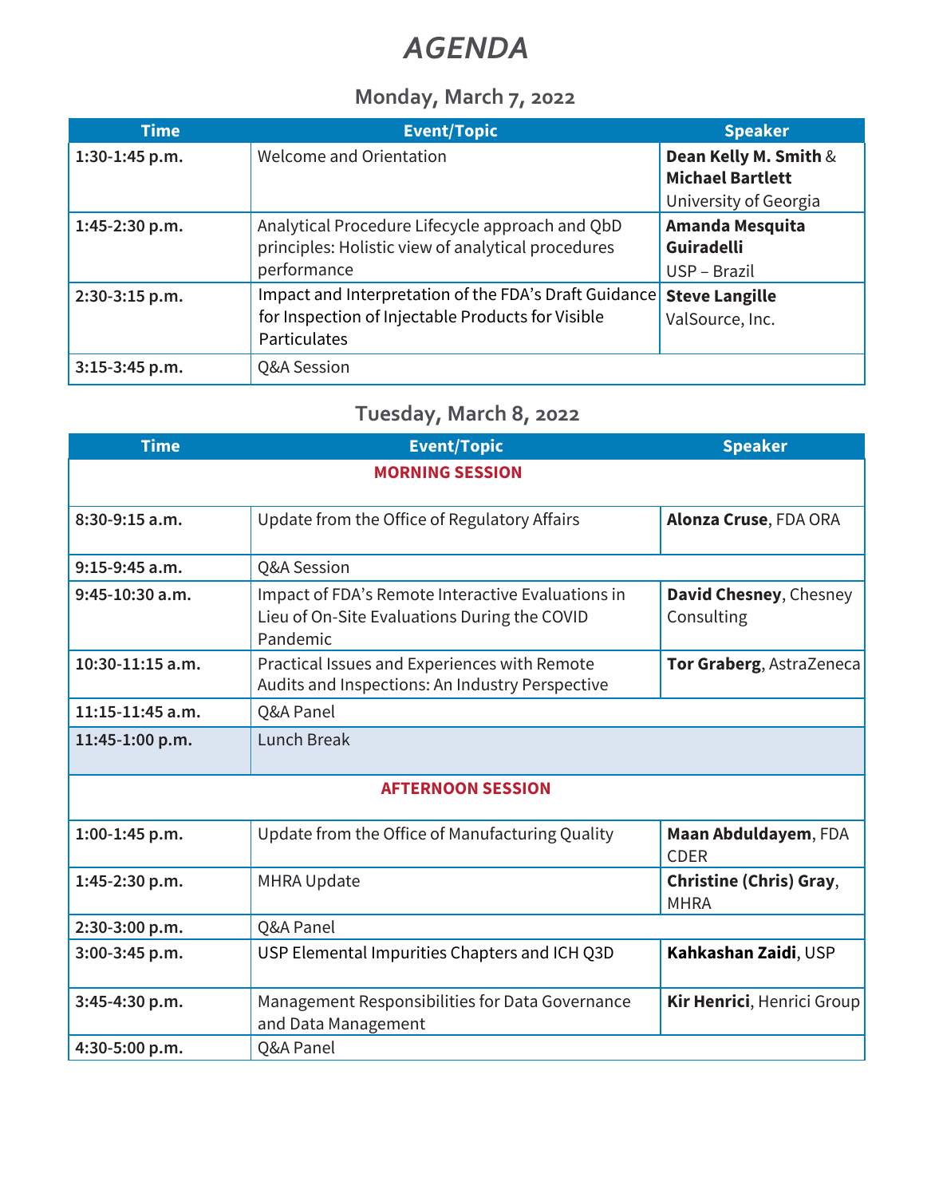# *AGENDA*

## Monday, March 7, 2022

| Time | Event/Topic | Speaker |
|---|---|---|
| **1:30-1:45 p.m.** | Welcome and Orientation | **Dean Kelly M. Smith** & **Michael Bartlett** University of Georgia |
| **1:45-2:30 p.m.** | Analytical Procedure Lifecycle approach and QbD principles: Holistic view of analytical procedures performance | **Amanda Mesquita Guiradelli** USP – Brazil |
| **2:30-3:15 p.m.** | Impact and Interpretation of the FDA's Draft Guidance for Inspection of Injectable Products for Visible Particulates | **Steve Langille** ValSource, Inc. |
| **3:15-3:45 p.m.** | Q&A Session | |

## Tuesday, March 8, 2022

| Time | Event/Topic | Speaker |
|---|---|---|
| | **MORNING SESSION** | |
| **8:30-9:15 a.m.** | Update from the Office of Regulatory Affairs | **Alonza Cruse**, FDA ORA |
| **9:15-9:45 a.m.** | Q&A Session | |
| **9:45-10:30 a.m.** | Impact of FDA's Remote Interactive Evaluations in Lieu of On-Site Evaluations During the COVID Pandemic | **David Chesney**, Chesney Consulting |
| **10:30-11:15 a.m.** | Practical Issues and Experiences with Remote Audits and Inspections: An Industry Perspective | **Tor Graberg**, AstraZeneca |
| **11:15-11:45 a.m.** | Q&A Panel | |
| **11:45-1:00 p.m.** | Lunch Break | |
| | **AFTERNOON SESSION** | |
| **1:00-1:45 p.m.** | Update from the Office of Manufacturing Quality | **Maan Abduldayem**, FDA CDER |
| **1:45-2:30 p.m.** | MHRA Update | **Christine (Chris) Gray**, MHRA |
| **2:30-3:00 p.m.** | Q&A Panel | |
| **3:00-3:45 p.m.** | USP Elemental Impurities Chapters and ICH Q3D | **Kahkashan Zaidi**, USP |
| **3:45-4:30 p.m.** | Management Responsibilities for Data Governance and Data Management | **Kir Henrici**, Henrici Group |
| **4:30-5:00 p.m.** | Q&A Panel | |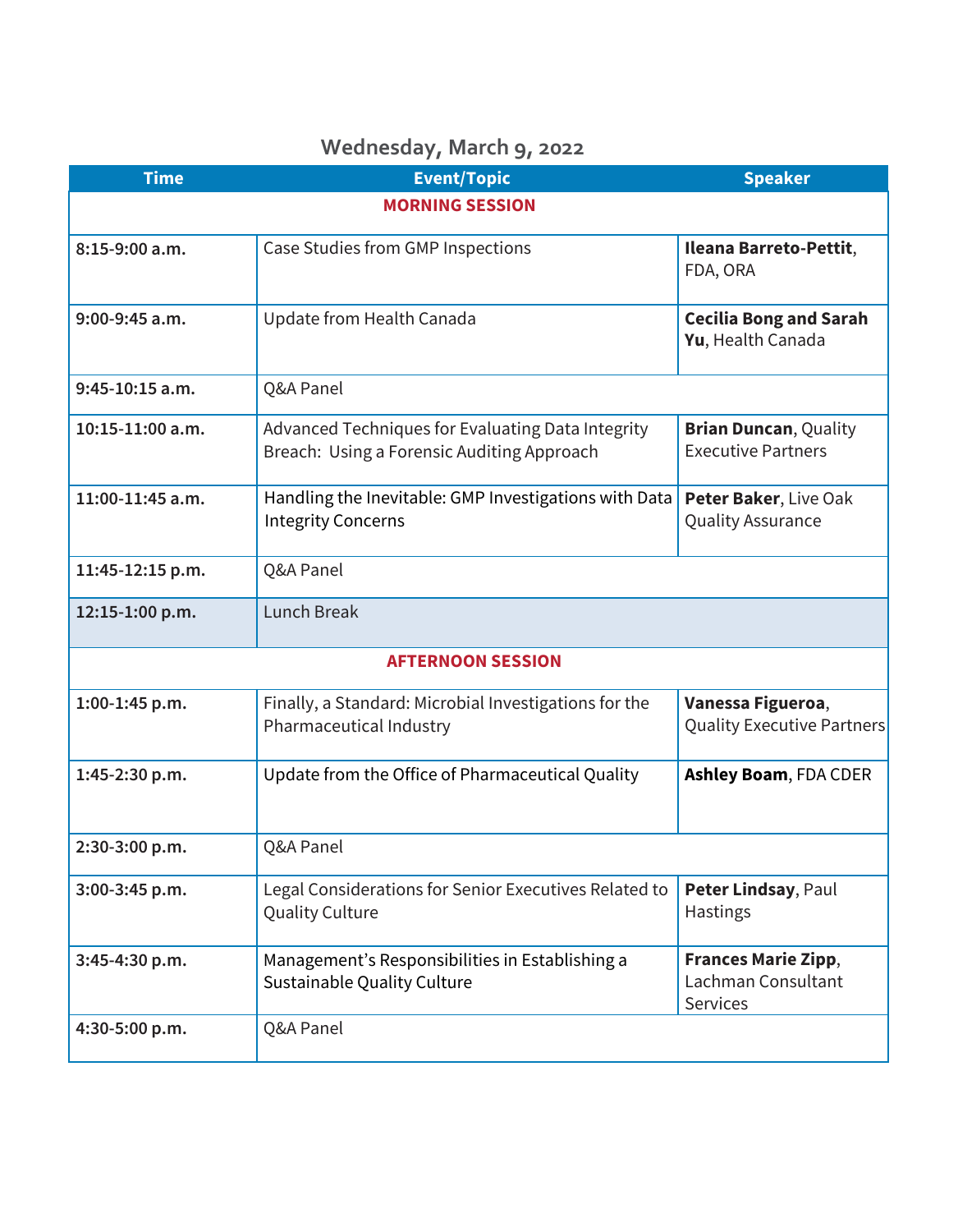## Wednesday, March 9, 2022

| Time | Event/Topic | Speaker |
|---|---|---|
| **MORNING SESSION** | | |
| **8:15-9:00 a.m.** | Case Studies from GMP Inspections | **Ileana Barreto-Pettit**, FDA, ORA |
| **9:00-9:45 a.m.** | Update from Health Canada | **Cecilia Bong and Sarah Yu**, Health Canada |
| **9:45-10:15 a.m.** | Q&A Panel | |
| **10:15-11:00 a.m.** | Advanced Techniques for Evaluating Data Integrity Breach: Using a Forensic Auditing Approach | **Brian Duncan**, Quality Executive Partners |
| **11:00-11:45 a.m.** | Handling the Inevitable: GMP Investigations with Data Integrity Concerns | **Peter Baker**, Live Oak Quality Assurance |
| **11:45-12:15 p.m.** | Q&A Panel | |
| **12:15-1:00 p.m.** | Lunch Break | |
| **AFTERNOON SESSION** | | |
| **1:00-1:45 p.m.** | Finally, a Standard: Microbial Investigations for the Pharmaceutical Industry | **Vanessa Figueroa**, Quality Executive Partners |
| **1:45-2:30 p.m.** | Update from the Office of Pharmaceutical Quality | **Ashley Boam**, FDA CDER |
| **2:30-3:00 p.m.** | Q&A Panel | |
| **3:00-3:45 p.m.** | Legal Considerations for Senior Executives Related to Quality Culture | **Peter Lindsay**, Paul Hastings |
| **3:45-4:30 p.m.** | Management's Responsibilities in Establishing a Sustainable Quality Culture | **Frances Marie Zipp**, Lachman Consultant Services |
| **4:30-5:00 p.m.** | Q&A Panel | |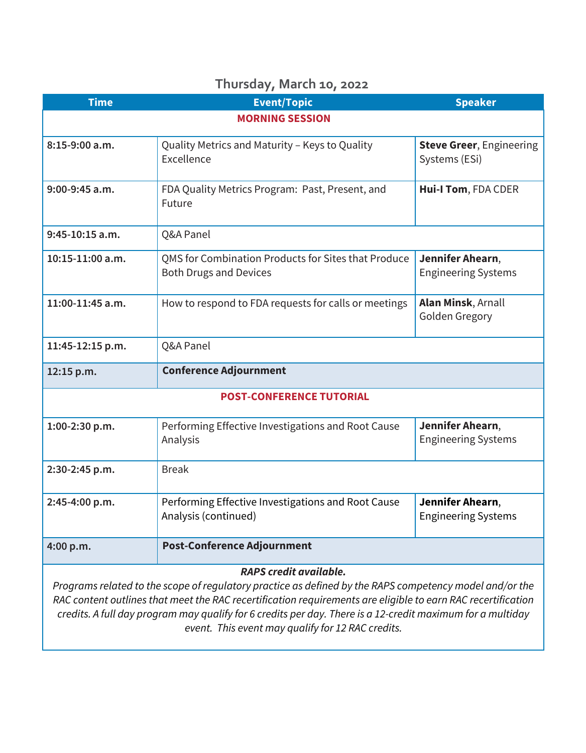## Thursday, March 10, 2022

| Time | Event/Topic | Speaker |
|---|---|---|
| | **MORNING SESSION** | |
| **8:15-9:00 a.m.** | Quality Metrics and Maturity – Keys to Quality Excellence | **Steve Greer**, Engineering Systems (ESi) |
| **9:00-9:45 a.m.** | FDA Quality Metrics Program: Past, Present, and Future | **Hui-I Tom**, FDA CDER |
| **9:45-10:15 a.m.** | Q&A Panel | |
| **10:15-11:00 a.m.** | QMS for Combination Products for Sites that Produce Both Drugs and Devices | **Jennifer Ahearn**, Engineering Systems |
| **11:00-11:45 a.m.** | How to respond to FDA requests for calls or meetings | **Alan Minsk**, Arnall Golden Gregory |
| **11:45-12:15 p.m.** | Q&A Panel | |
| **12:15 p.m.** | **Conference Adjournment** | |
| | **POST-CONFERENCE TUTORIAL** | |
| **1:00-2:30 p.m.** | Performing Effective Investigations and Root Cause Analysis | **Jennifer Ahearn**, Engineering Systems |
| **2:30-2:45 p.m.** | Break | |
| **2:45-4:00 p.m.** | Performing Effective Investigations and Root Cause Analysis (continued) | **Jennifer Ahearn**, Engineering Systems |
| **4:00 p.m.** | **Post-Conference Adjournment** | |

***RAPS credit available.***

*Programs related to the scope of regulatory practice as defined by the RAPS competency model and/or the RAC content outlines that meet the RAC recertification requirements are eligible to earn RAC recertification credits. A full day program may qualify for 6 credits per day. There is a 12-credit maximum for a multiday event. This event may qualify for 12 RAC credits.*